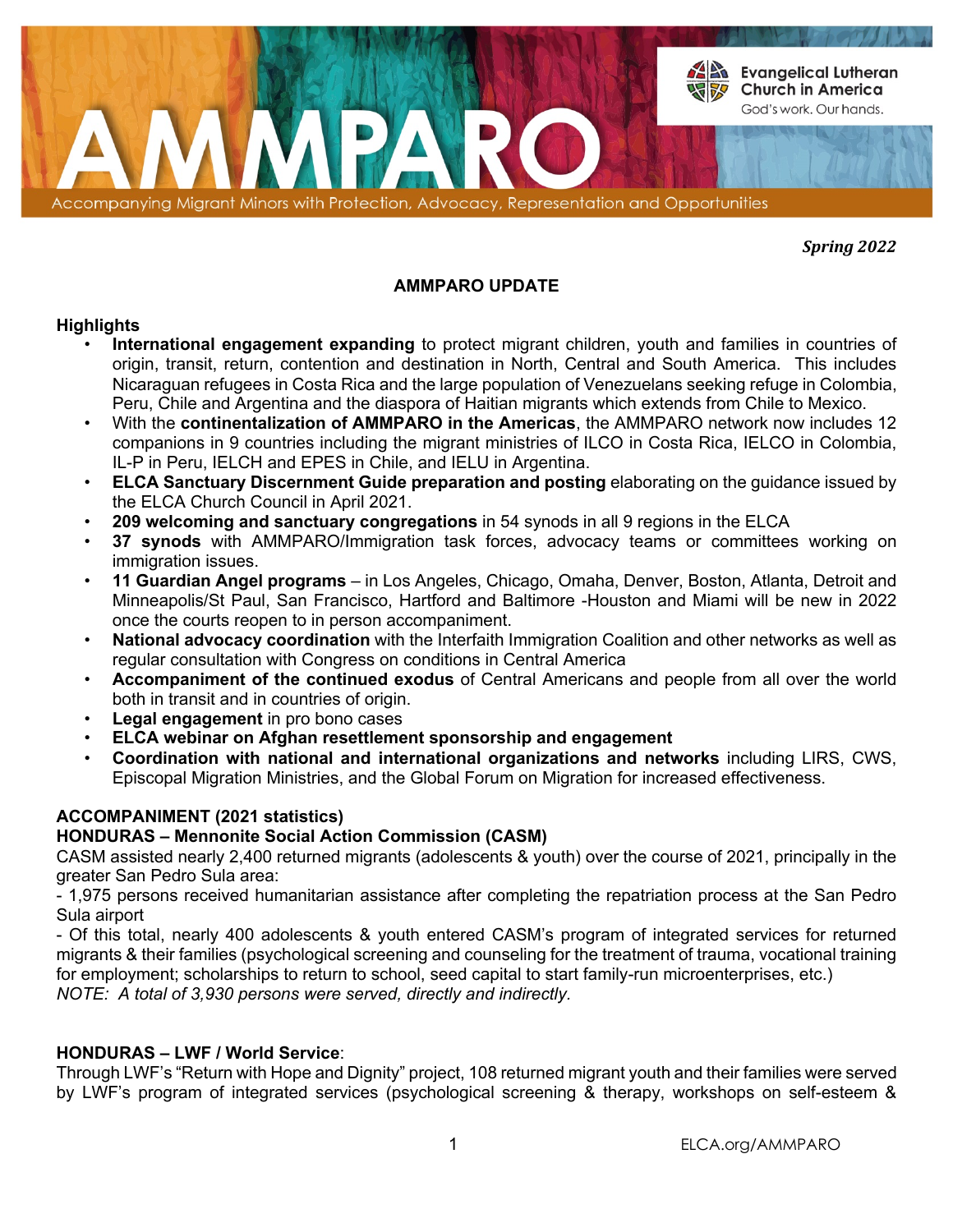# AMMPARO

Evangelical Lutheran Church in America
God's work. Our hands.

Accompanying Migrant Minors with Protection, Advocacy, Representation and Opportunities

***Spring 2022***

## AMMPARO UPDATE

### Highlights

- **International engagement expanding** to protect migrant children, youth and families in countries of origin, transit, return, contention and destination in North, Central and South America. This includes Nicaraguan refugees in Costa Rica and the large population of Venezuelans seeking refuge in Colombia, Peru, Chile and Argentina and the diaspora of Haitian migrants which extends from Chile to Mexico.
- With the **continentalization of AMMPARO in the Americas**, the AMMPARO network now includes 12 companions in 9 countries including the migrant ministries of ILCO in Costa Rica, IELCO in Colombia, IL-P in Peru, IELCH and EPES in Chile, and IELU in Argentina.
- **ELCA Sanctuary Discernment Guide preparation and posting** elaborating on the guidance issued by the ELCA Church Council in April 2021.
- **209 welcoming and sanctuary congregations** in 54 synods in all 9 regions in the ELCA
- **37 synods** with AMMPARO/Immigration task forces, advocacy teams or committees working on immigration issues.
- **11 Guardian Angel programs** – in Los Angeles, Chicago, Omaha, Denver, Boston, Atlanta, Detroit and Minneapolis/St Paul, San Francisco, Hartford and Baltimore -Houston and Miami will be new in 2022 once the courts reopen to in person accompaniment.
- **National advocacy coordination** with the Interfaith Immigration Coalition and other networks as well as regular consultation with Congress on conditions in Central America
- **Accompaniment of the continued exodus** of Central Americans and people from all over the world both in transit and in countries of origin.
- **Legal engagement** in pro bono cases
- **ELCA webinar on Afghan resettlement sponsorship and engagement**
- **Coordination with national and international organizations and networks** including LIRS, CWS, Episcopal Migration Ministries, and the Global Forum on Migration for increased effectiveness.

### ACCOMPANIMENT (2021 statistics)

#### HONDURAS – Mennonite Social Action Commission (CASM)

CASM assisted nearly 2,400 returned migrants (adolescents & youth) over the course of 2021, principally in the greater San Pedro Sula area:

- 1,975 persons received humanitarian assistance after completing the repatriation process at the San Pedro Sula airport
- Of this total, nearly 400 adolescents & youth entered CASM's program of integrated services for returned migrants & their families (psychological screening and counseling for the treatment of trauma, vocational training for employment; scholarships to return to school, seed capital to start family-run microenterprises, etc.)

*NOTE: A total of 3,930 persons were served, directly and indirectly.*

#### HONDURAS – LWF / World Service:

Through LWF's "Return with Hope and Dignity" project, 108 returned migrant youth and their families were served by LWF's program of integrated services (psychological screening & therapy, workshops on self-esteem &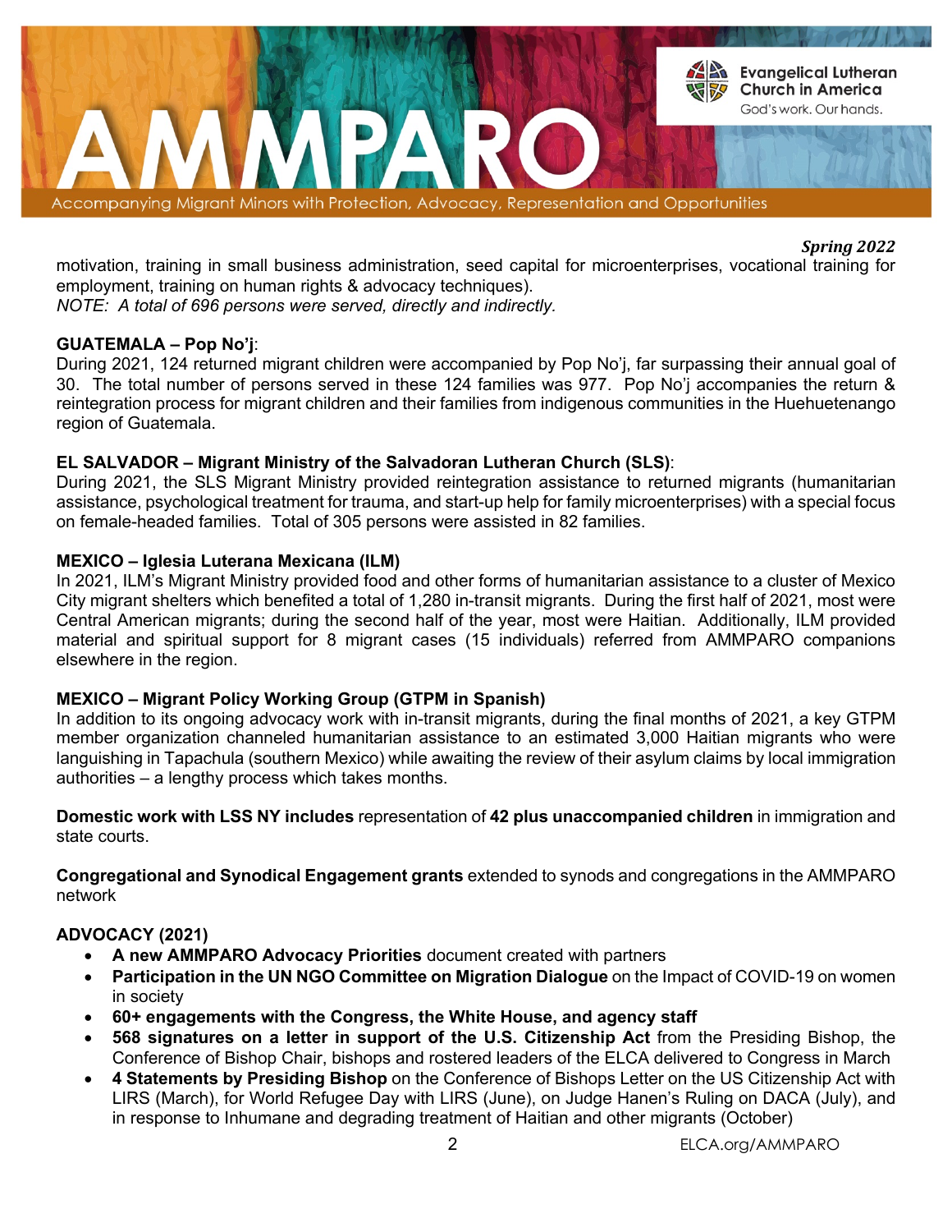*Spring 2022*

motivation, training in small business administration, seed capital for microenterprises, vocational training for employment, training on human rights & advocacy techniques).
*NOTE: A total of 696 persons were served, directly and indirectly.*

**GUATEMALA – Pop No'j**:
During 2021, 124 returned migrant children were accompanied by Pop No'j, far surpassing their annual goal of 30. The total number of persons served in these 124 families was 977. Pop No'j accompanies the return & reintegration process for migrant children and their families from indigenous communities in the Huehuetenango region of Guatemala.

**EL SALVADOR – Migrant Ministry of the Salvadoran Lutheran Church (SLS)**:
During 2021, the SLS Migrant Ministry provided reintegration assistance to returned migrants (humanitarian assistance, psychological treatment for trauma, and start-up help for family microenterprises) with a special focus on female-headed families. Total of 305 persons were assisted in 82 families.

**MEXICO – Iglesia Luterana Mexicana (ILM)**
In 2021, ILM's Migrant Ministry provided food and other forms of humanitarian assistance to a cluster of Mexico City migrant shelters which benefited a total of 1,280 in-transit migrants. During the first half of 2021, most were Central American migrants; during the second half of the year, most were Haitian. Additionally, ILM provided material and spiritual support for 8 migrant cases (15 individuals) referred from AMMPARO companions elsewhere in the region.

**MEXICO – Migrant Policy Working Group (GTPM in Spanish)**
In addition to its ongoing advocacy work with in-transit migrants, during the final months of 2021, a key GTPM member organization channeled humanitarian assistance to an estimated 3,000 Haitian migrants who were languishing in Tapachula (southern Mexico) while awaiting the review of their asylum claims by local immigration authorities – a lengthy process which takes months.

**Domestic work with LSS NY includes** representation of **42 plus unaccompanied children** in immigration and state courts.

**Congregational and Synodical Engagement grants** extended to synods and congregations in the AMMPARO network

**ADVOCACY (2021)**

- **A new AMMPARO Advocacy Priorities** document created with partners
- **Participation in the UN NGO Committee on Migration Dialogue** on the Impact of COVID-19 on women in society
- **60+ engagements with the Congress, the White House, and agency staff**
- **568 signatures on a letter in support of the U.S. Citizenship Act** from the Presiding Bishop, the Conference of Bishop Chair, bishops and rostered leaders of the ELCA delivered to Congress in March
- **4 Statements by Presiding Bishop** on the Conference of Bishops Letter on the US Citizenship Act with LIRS (March), for World Refugee Day with LIRS (June), on Judge Hanen's Ruling on DACA (July), and in response to Inhumane and degrading treatment of Haitian and other migrants (October)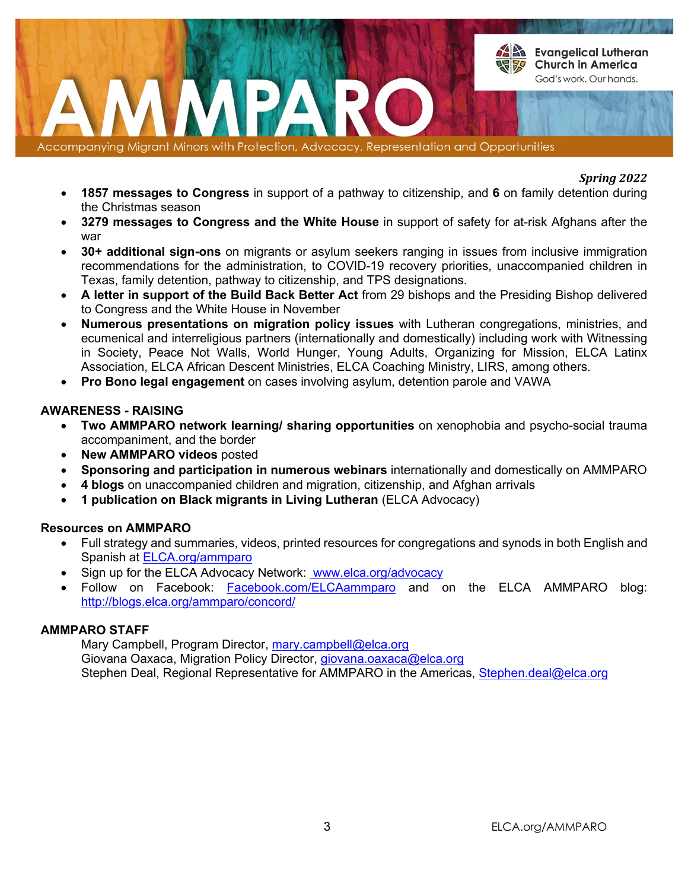*Spring 2022*

- **1857 messages to Congress** in support of a pathway to citizenship, and **6** on family detention during the Christmas season
- **3279 messages to Congress and the White House** in support of safety for at-risk Afghans after the war
- **30+ additional sign-ons** on migrants or asylum seekers ranging in issues from inclusive immigration recommendations for the administration, to COVID-19 recovery priorities, unaccompanied children in Texas, family detention, pathway to citizenship, and TPS designations.
- **A letter in support of the Build Back Better Act** from 29 bishops and the Presiding Bishop delivered to Congress and the White House in November
- **Numerous presentations on migration policy issues** with Lutheran congregations, ministries, and ecumenical and interreligious partners (internationally and domestically) including work with Witnessing in Society, Peace Not Walls, World Hunger, Young Adults, Organizing for Mission, ELCA Latinx Association, ELCA African Descent Ministries, ELCA Coaching Ministry, LIRS, among others.
- **Pro Bono legal engagement** on cases involving asylum, detention parole and VAWA

## AWARENESS - RAISING

- **Two AMMPARO network learning/ sharing opportunities** on xenophobia and psycho-social trauma accompaniment, and the border
- **New AMMPARO videos** posted
- **Sponsoring and participation in numerous webinars** internationally and domestically on AMMPARO
- **4 blogs** on unaccompanied children and migration, citizenship, and Afghan arrivals
- **1 publication on Black migrants in Living Lutheran** (ELCA Advocacy)

## Resources on AMMPARO

- Full strategy and summaries, videos, printed resources for congregations and synods in both English and Spanish at ELCA.org/ammparo
- Sign up for the ELCA Advocacy Network: www.elca.org/advocacy
- Follow on Facebook: Facebook.com/ELCAammparo and on the ELCA AMMPARO blog: http://blogs.elca.org/ammparo/concord/

## AMMPARO STAFF

Mary Campbell, Program Director, mary.campbell@elca.org
Giovana Oaxaca, Migration Policy Director, giovana.oaxaca@elca.org
Stephen Deal, Regional Representative for AMMPARO in the Americas, Stephen.deal@elca.org